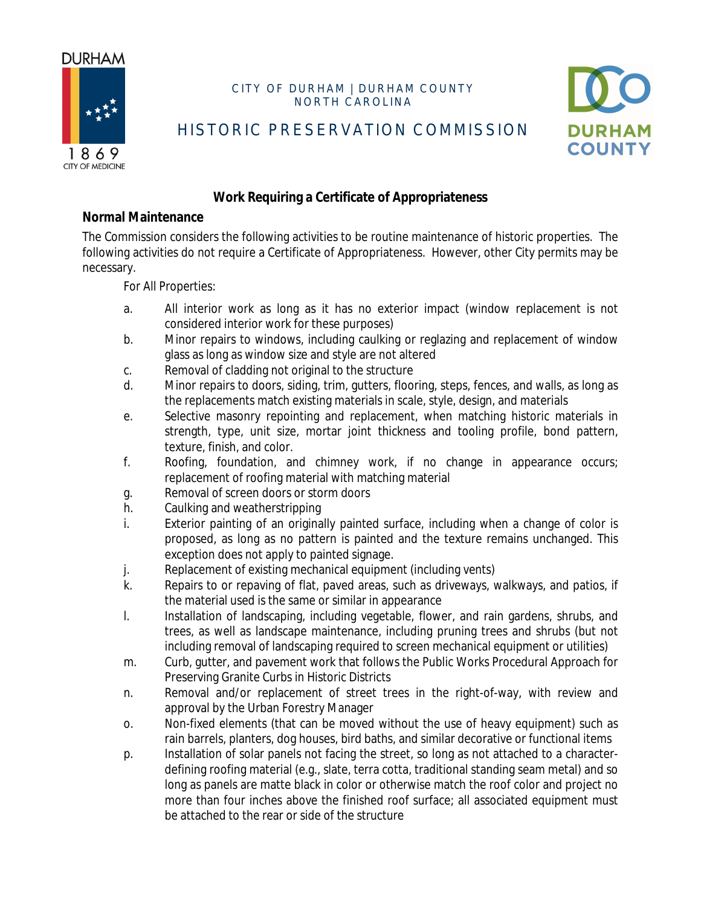CITY OF DURHAM | DURHAM COUNTY
NORTH CAROLINA

HISTORIC PRESERVATION COMMISSION

## Work Requiring a Certificate of Appropriateness

### Normal Maintenance

The Commission considers the following activities to be routine maintenance of historic properties. The following activities do not require a Certificate of Appropriateness. However, other City permits may be necessary.

For All Properties:

a. All interior work as long as it has no exterior impact (window replacement is not considered interior work for these purposes)
b. Minor repairs to windows, including caulking or reglazing and replacement of window glass as long as window size and style are not altered
c. Removal of cladding not original to the structure
d. Minor repairs to doors, siding, trim, gutters, flooring, steps, fences, and walls, as long as the replacements match existing materials in scale, style, design, and materials
e. Selective masonry repointing and replacement, when matching historic materials in strength, type, unit size, mortar joint thickness and tooling profile, bond pattern, texture, finish, and color.
f. Roofing, foundation, and chimney work, if no change in appearance occurs; replacement of roofing material with matching material
g. Removal of screen doors or storm doors
h. Caulking and weatherstripping
i. Exterior painting of an originally painted surface, including when a change of color is proposed, as long as no pattern is painted and the texture remains unchanged. This exception does not apply to painted signage.
j. Replacement of existing mechanical equipment (including vents)
k. Repairs to or repaving of flat, paved areas, such as driveways, walkways, and patios, if the material used is the same or similar in appearance
l. Installation of landscaping, including vegetable, flower, and rain gardens, shrubs, and trees, as well as landscape maintenance, including pruning trees and shrubs (but not including removal of landscaping required to screen mechanical equipment or utilities)
m. Curb, gutter, and pavement work that follows the Public Works Procedural Approach for Preserving Granite Curbs in Historic Districts
n. Removal and/or replacement of street trees in the right-of-way, with review and approval by the Urban Forestry Manager
o. Non-fixed elements (that can be moved without the use of heavy equipment) such as rain barrels, planters, dog houses, bird baths, and similar decorative or functional items
p. Installation of solar panels not facing the street, so long as not attached to a character-defining roofing material (e.g., slate, terra cotta, traditional standing seam metal) and so long as panels are matte black in color or otherwise match the roof color and project no more than four inches above the finished roof surface; all associated equipment must be attached to the rear or side of the structure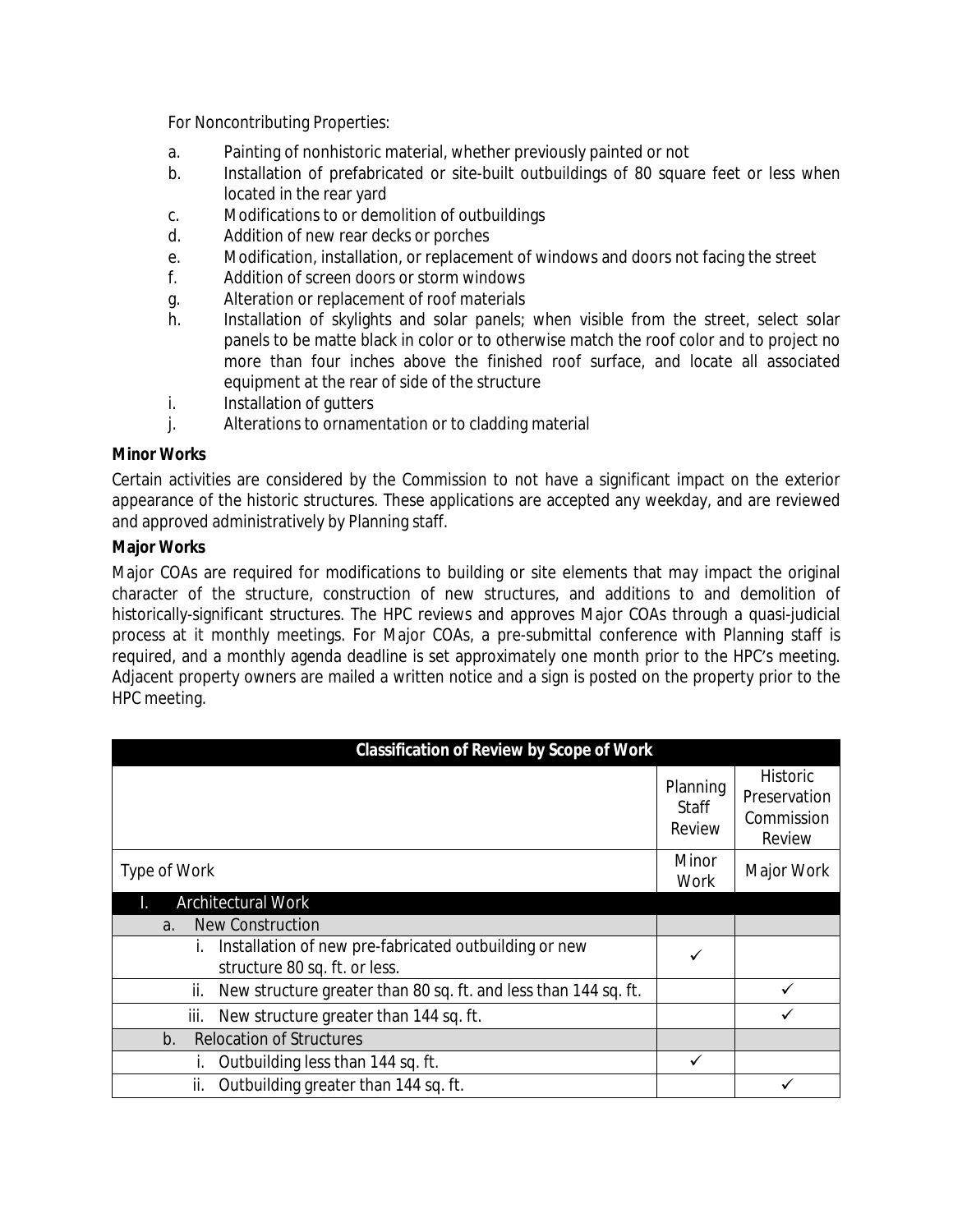For Noncontributing Properties:

a. Painting of nonhistoric material, whether previously painted or not
b. Installation of prefabricated or site-built outbuildings of 80 square feet or less when located in the rear yard
c. Modifications to or demolition of outbuildings
d. Addition of new rear decks or porches
e. Modification, installation, or replacement of windows and doors not facing the street
f. Addition of screen doors or storm windows
g. Alteration or replacement of roof materials
h. Installation of skylights and solar panels; when visible from the street, select solar panels to be matte black in color or to otherwise match the roof color and to project no more than four inches above the finished roof surface, and locate all associated equipment at the rear of side of the structure
i. Installation of gutters
j. Alterations to ornamentation or to cladding material

**Minor Works**

Certain activities are considered by the Commission to not have a significant impact on the exterior appearance of the historic structures. These applications are accepted any weekday, and are reviewed and approved administratively by Planning staff.

**Major Works**

Major COAs are required for modifications to building or site elements that may impact the original character of the structure, construction of new structures, and additions to and demolition of historically-significant structures. The HPC reviews and approves Major COAs through a quasi-judicial process at it monthly meetings. For Major COAs, a pre-submittal conference with Planning staff is required, and a monthly agenda deadline is set approximately one month prior to the HPC's meeting. Adjacent property owners are mailed a written notice and a sign is posted on the property prior to the HPC meeting.

| **Classification of Review by Scope of Work** | | |
|---|---|---|
| | Planning Staff Review | Historic Preservation Commission Review |
| Type of Work | Minor Work | Major Work |
| I. Architectural Work | | |
| a. New Construction | | |
| i. Installation of new pre-fabricated outbuilding or new structure 80 sq. ft. or less. | ✓ | |
| ii. New structure greater than 80 sq. ft. and less than 144 sq. ft. | | ✓ |
| iii. New structure greater than 144 sq. ft. | | ✓ |
| b. Relocation of Structures | | |
| i. Outbuilding less than 144 sq. ft. | ✓ | |
| ii. Outbuilding greater than 144 sq. ft. | | ✓ |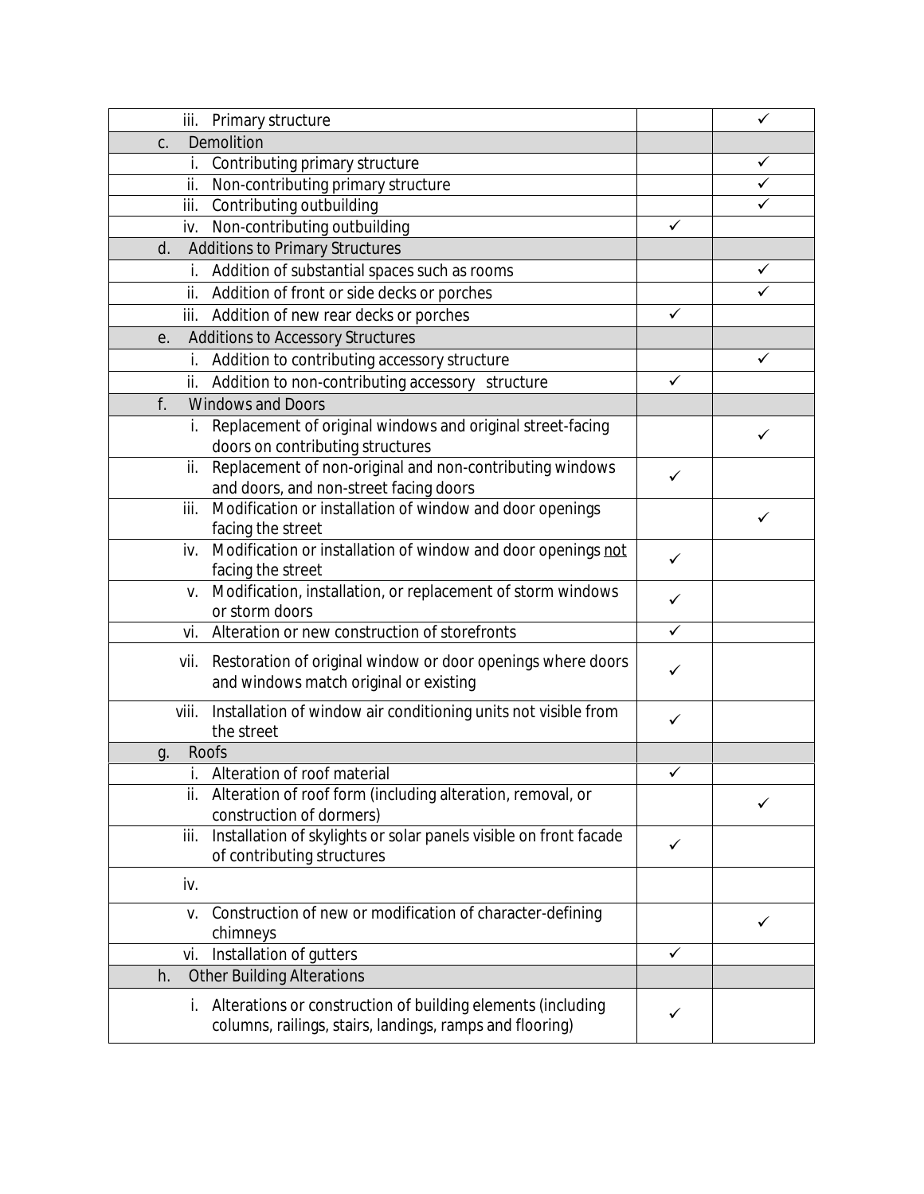| | | |
|---|---|---|
| iii. Primary structure | | ✓ |
| c. Demolition | | |
| i. Contributing primary structure | | ✓ |
| ii. Non-contributing primary structure | | ✓ |
| iii. Contributing outbuilding | | ✓ |
| iv. Non-contributing outbuilding | ✓ | |
| d. Additions to Primary Structures | | |
| i. Addition of substantial spaces such as rooms | | ✓ |
| ii. Addition of front or side decks or porches | | ✓ |
| iii. Addition of new rear decks or porches | ✓ | |
| e. Additions to Accessory Structures | | |
| i. Addition to contributing accessory structure | | ✓ |
| ii. Addition to non-contributing accessory structure | ✓ | |
| f. Windows and Doors | | |
| i. Replacement of original windows and original street-facing doors on contributing structures | | ✓ |
| ii. Replacement of non-original and non-contributing windows and doors, and non-street facing doors | ✓ | |
| iii. Modification or installation of window and door openings facing the street | | ✓ |
| iv. Modification or installation of window and door openings <u>not</u> facing the street | ✓ | |
| v. Modification, installation, or replacement of storm windows or storm doors | ✓ | |
| vi. Alteration or new construction of storefronts | ✓ | |
| vii. Restoration of original window or door openings where doors and windows match original or existing | ✓ | |
| viii. Installation of window air conditioning units not visible from the street | ✓ | |
| g. Roofs | | |
| i. Alteration of roof material | ✓ | |
| ii. Alteration of roof form (including alteration, removal, or construction of dormers) | | ✓ |
| iii. Installation of skylights or solar panels visible on front facade of contributing structures | ✓ | |
| iv. | | |
| v. Construction of new or modification of character-defining chimneys | | ✓ |
| vi. Installation of gutters | ✓ | |
| h. Other Building Alterations | | |
| i. Alterations or construction of building elements (including columns, railings, stairs, landings, ramps and flooring) | ✓ | |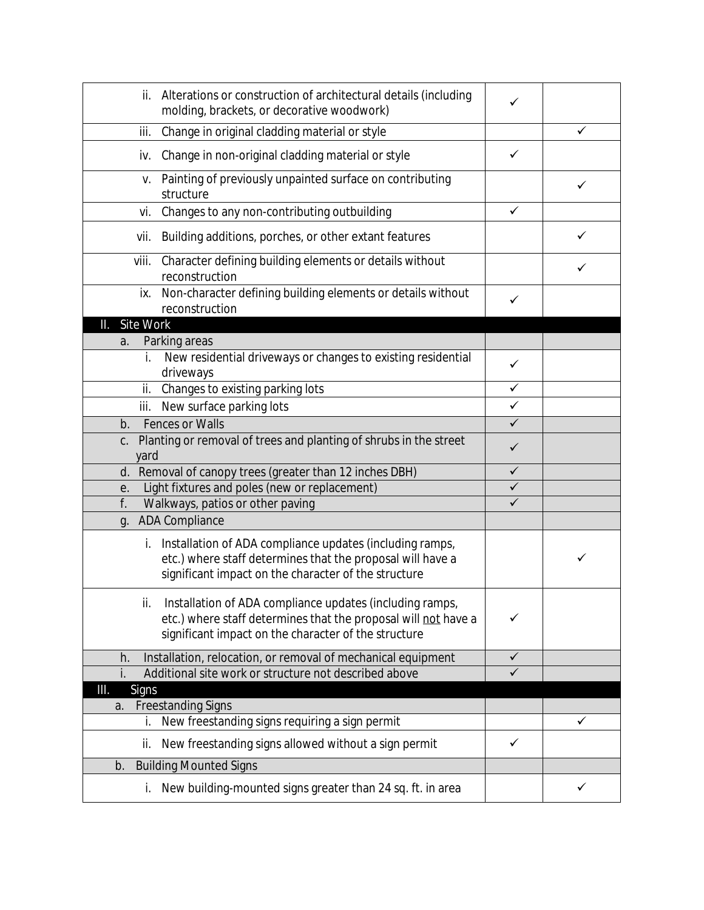| | | |
|---|---|---|
| ii. Alterations or construction of architectural details (including molding, brackets, or decorative woodwork) | ✓ | |
| iii. Change in original cladding material or style | | ✓ |
| iv. Change in non-original cladding material or style | ✓ | |
| v. Painting of previously unpainted surface on contributing structure | | ✓ |
| vi. Changes to any non-contributing outbuilding | ✓ | |
| vii. Building additions, porches, or other extant features | | ✓ |
| viii. Character defining building elements or details without reconstruction | | ✓ |
| ix. Non-character defining building elements or details without reconstruction | ✓ | |
| **II. Site Work** | | |
| a. Parking areas | | |
| i. New residential driveways or changes to existing residential driveways | ✓ | |
| ii. Changes to existing parking lots | ✓ | |
| iii. New surface parking lots | ✓ | |
| b. Fences or Walls | ✓ | |
| c. Planting or removal of trees and planting of shrubs in the street yard | ✓ | |
| d. Removal of canopy trees (greater than 12 inches DBH) | ✓ | |
| e. Light fixtures and poles (new or replacement) | ✓ | |
| f. Walkways, patios or other paving | ✓ | |
| g. ADA Compliance | | |
| i. Installation of ADA compliance updates (including ramps, etc.) where staff determines that the proposal will have a significant impact on the character of the structure | | ✓ |
| ii. Installation of ADA compliance updates (including ramps, etc.) where staff determines that the proposal will not have a significant impact on the character of the structure | ✓ | |
| h. Installation, relocation, or removal of mechanical equipment | ✓ | |
| i. Additional site work or structure not described above | ✓ | |
| **III. Signs** | | |
| a. Freestanding Signs | | |
| i. New freestanding signs requiring a sign permit | | ✓ |
| ii. New freestanding signs allowed without a sign permit | ✓ | |
| b. Building Mounted Signs | | |
| i. New building-mounted signs greater than 24 sq. ft. in area | | ✓ |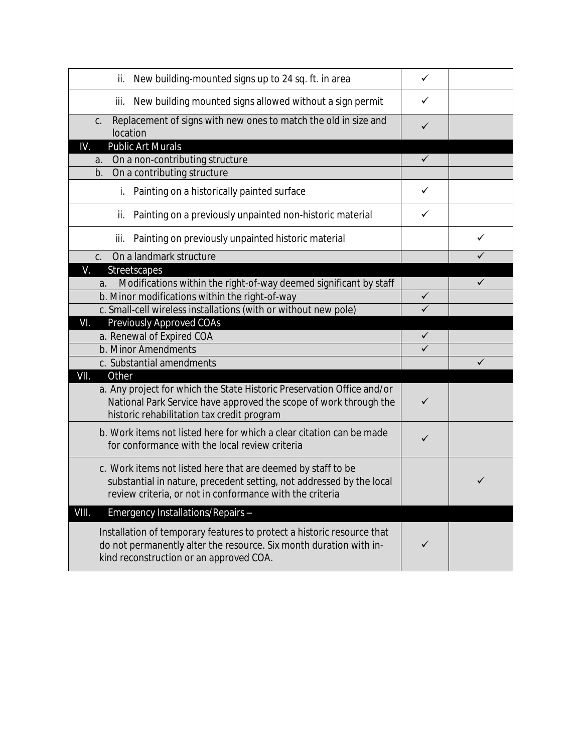| | | |
|---|---|---|
| ii. New building-mounted signs up to 24 sq. ft. in area | ✓ | |
| iii. New building mounted signs allowed without a sign permit | ✓ | |
| c. Replacement of signs with new ones to match the old in size and location | ✓ | |
| **IV. Public Art Murals** | | |
| a. On a non-contributing structure | ✓ | |
| b. On a contributing structure | | |
| i. Painting on a historically painted surface | ✓ | |
| ii. Painting on a previously unpainted non-historic material | ✓ | |
| iii. Painting on previously unpainted historic material | | ✓ |
| c. On a landmark structure | | ✓ |
| **V. Streetscapes** | | |
| a. Modifications within the right-of-way deemed significant by staff | | ✓ |
| b. Minor modifications within the right-of-way | ✓ | |
| c. Small-cell wireless installations (with or without new pole) | ✓ | |
| **VI. Previously Approved COAs** | | |
| a. Renewal of Expired COA | ✓ | |
| b. Minor Amendments | ✓ | |
| c. Substantial amendments | | ✓ |
| **VII. Other** | | |
| a. Any project for which the State Historic Preservation Office and/or National Park Service have approved the scope of work through the historic rehabilitation tax credit program | ✓ | |
| b. Work items not listed here for which a clear citation can be made for conformance with the local review criteria | ✓ | |
| c. Work items not listed here that are deemed by staff to be substantial in nature, precedent setting, not addressed by the local review criteria, or not in conformance with the criteria | | ✓ |
| **VIII. Emergency Installations/Repairs –** | | |
| Installation of temporary features to protect a historic resource that do not permanently alter the resource. Six month duration with in-kind reconstruction or an approved COA. | ✓ | |